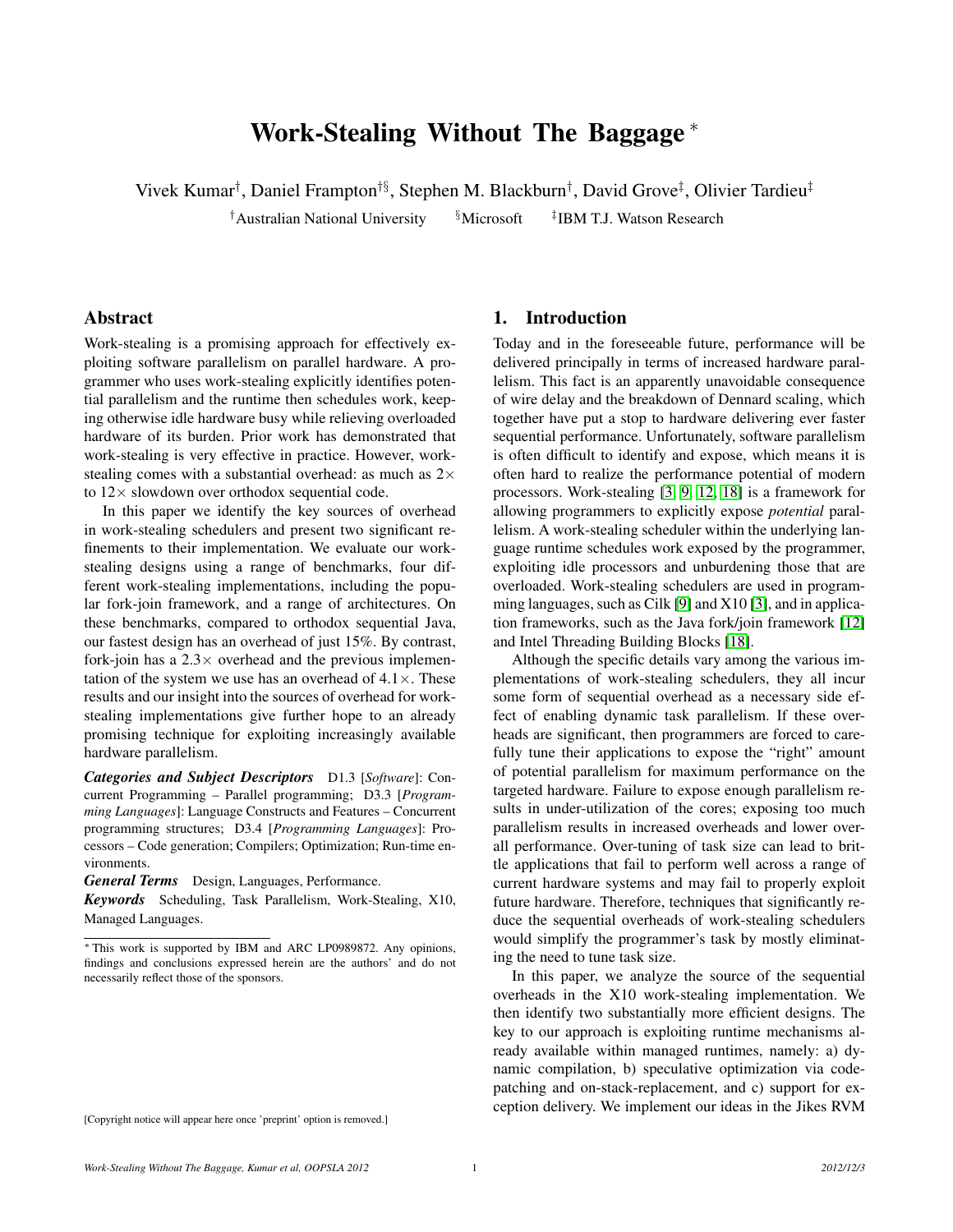# Work-Stealing Without The Baggage *

Vivek Kumar[†], Daniel Frampton[†§], Stephen M. Blackburn[†], David Grove[‡], Olivier Tardieu[‡]

[†]Australian National University [§]Microsoft [‡]IBM T.J. Watson Research

## Abstract

Work-stealing is a promising approach for effectively exploiting software parallelism on parallel hardware. A programmer who uses work-stealing explicitly identifies potential parallelism and the runtime then schedules work, keeping otherwise idle hardware busy while relieving overloaded hardware of its burden. Prior work has demonstrated that work-stealing is very effective in practice. However, work-stealing comes with a substantial overhead: as much as 2× to 12× slowdown over orthodox sequential code.

In this paper we identify the key sources of overhead in work-stealing schedulers and present two significant refinements to their implementation. We evaluate our work-stealing designs using a range of benchmarks, four different work-stealing implementations, including the popular fork-join framework, and a range of architectures. On these benchmarks, compared to orthodox sequential Java, our fastest design has an overhead of just 15%. By contrast, fork-join has a 2.3× overhead and the previous implementation of the system we use has an overhead of 4.1×. These results and our insight into the sources of overhead for work-stealing implementations give further hope to an already promising technique for exploiting increasingly available hardware parallelism.

***Categories and Subject Descriptors*** D1.3 [*Software*]: Concurrent Programming – Parallel programming; D3.3 [*Programming Languages*]: Language Constructs and Features – Concurrent programming structures; D3.4 [*Programming Languages*]: Processors – Code generation; Compilers; Optimization; Run-time environments.

***General Terms*** Design, Languages, Performance.

***Keywords*** Scheduling, Task Parallelism, Work-Stealing, X10, Managed Languages.

* This work is supported by IBM and ARC LP0989872. Any opinions, findings and conclusions expressed herein are the authors' and do not necessarily reflect those of the sponsors.

[Copyright notice will appear here once 'preprint' option is removed.]

## 1. Introduction

Today and in the foreseeable future, performance will be delivered principally in terms of increased hardware parallelism. This fact is an apparently unavoidable consequence of wire delay and the breakdown of Dennard scaling, which together have put a stop to hardware delivering ever faster sequential performance. Unfortunately, software parallelism is often difficult to identify and expose, which means it is often hard to realize the performance potential of modern processors. Work-stealing [3, 9, 12, 18] is a framework for allowing programmers to explicitly expose *potential* parallelism. A work-stealing scheduler within the underlying language runtime schedules work exposed by the programmer, exploiting idle processors and unburdening those that are overloaded. Work-stealing schedulers are used in programming languages, such as Cilk [9] and X10 [3], and in application frameworks, such as the Java fork/join framework [12] and Intel Threading Building Blocks [18].

Although the specific details vary among the various implementations of work-stealing schedulers, they all incur some form of sequential overhead as a necessary side effect of enabling dynamic task parallelism. If these overheads are significant, then programmers are forced to carefully tune their applications to expose the "right" amount of potential parallelism for maximum performance on the targeted hardware. Failure to expose enough parallelism results in under-utilization of the cores; exposing too much parallelism results in increased overheads and lower overall performance. Over-tuning of task size can lead to brittle applications that fail to perform well across a range of current hardware systems and may fail to properly exploit future hardware. Therefore, techniques that significantly reduce the sequential overheads of work-stealing schedulers would simplify the programmer's task by mostly eliminating the need to tune task size.

In this paper, we analyze the source of the sequential overheads in the X10 work-stealing implementation. We then identify two substantially more efficient designs. The key to our approach is exploiting runtime mechanisms already available within managed runtimes, namely: a) dynamic compilation, b) speculative optimization via code-patching and on-stack-replacement, and c) support for exception delivery. We implement our ideas in the Jikes RVM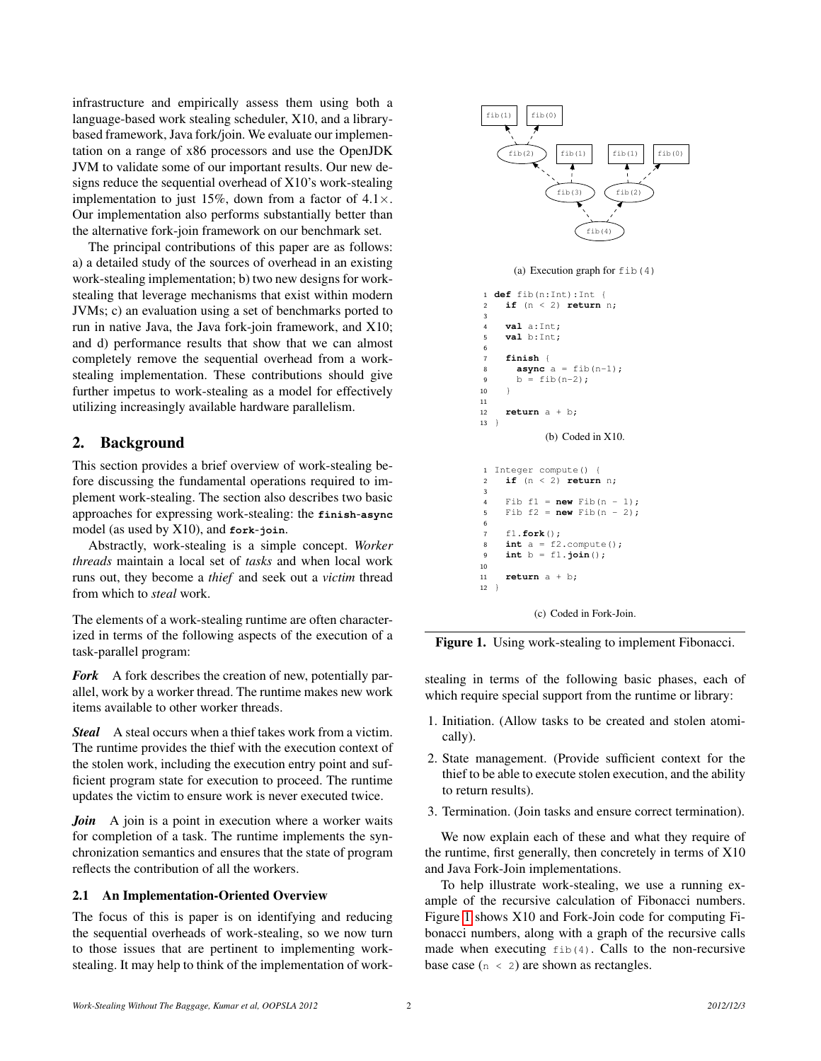infrastructure and empirically assess them using both a language-based work stealing scheduler, X10, and a library-based framework, Java fork/join. We evaluate our implementation on a range of x86 processors and use the OpenJDK JVM to validate some of our important results. Our new designs reduce the sequential overhead of X10's work-stealing implementation to just 15%, down from a factor of 4.1×. Our implementation also performs substantially better than the alternative fork-join framework on our benchmark set.

The principal contributions of this paper are as follows: a) a detailed study of the sources of overhead in an existing work-stealing implementation; b) two new designs for work-stealing that leverage mechanisms that exist within modern JVMs; c) an evaluation using a set of benchmarks ported to run in native Java, the Java fork-join framework, and X10; and d) performance results that show that we can almost completely remove the sequential overhead from a work-stealing implementation. These contributions should give further impetus to work-stealing as a model for effectively utilizing increasingly available hardware parallelism.

## 2. Background

This section provides a brief overview of work-stealing before discussing the fundamental operations required to implement work-stealing. The section also describes two basic approaches for expressing work-stealing: the **finish-async** model (as used by X10), and **fork-join**.

Abstractly, work-stealing is a simple concept. *Worker threads* maintain a local set of *tasks* and when local work runs out, they become a *thief* and seek out a *victim* thread from which to *steal* work.

The elements of a work-stealing runtime are often characterized in terms of the following aspects of the execution of a task-parallel program:

***Fork*** A fork describes the creation of new, potentially parallel, work by a worker thread. The runtime makes new work items available to other worker threads.

***Steal*** A steal occurs when a thief takes work from a victim. The runtime provides the thief with the execution context of the stolen work, including the execution entry point and sufficient program state for execution to proceed. The runtime updates the victim to ensure work is never executed twice.

***Join*** A join is a point in execution where a worker waits for completion of a task. The runtime implements the synchronization semantics and ensures that the state of program reflects the contribution of all the workers.

### 2.1 An Implementation-Oriented Overview

The focus of this is paper is on identifying and reducing the sequential overheads of work-stealing, so we now turn to those issues that are pertinent to implementing work-stealing. It may help to think of the implementation of work-stealing in terms of the following basic phases, each of which require special support from the runtime or library:

1. Initiation. (Allow tasks to be created and stolen atomically).
2. State management. (Provide sufficient context for the thief to be able to execute stolen execution, and the ability to return results).
3. Termination. (Join tasks and ensure correct termination).

We now explain each of these and what they require of the runtime, first generally, then concretely in terms of X10 and Java Fork-Join implementations.

To help illustrate work-stealing, we use a running example of the recursive calculation of Fibonacci numbers. Figure 1 shows X10 and Fork-Join code for computing Fibonacci numbers, along with a graph of the recursive calls made when executing `fib(4)`. Calls to the non-recursive base case (`n < 2`) are shown as rectangles.

```
fib(1)  fib(0)
   \     /
   fib(2)   fib(1)   fib(1)  fib(0)
       \     /          \     /
       fib(3)           fib(2)
            \           /
               fib(4)
```

(a) Execution graph for `fib(4)`

```
1  def fib(n:Int):Int {
2    if (n < 2) return n;
3
4    val a:Int;
5    val b:Int;
6
7    finish {
8      async a = fib(n-1);
9      b = fib(n-2);
10   }
11
12   return a + b;
13 }
```

(b) Coded in X10.

```
1  Integer compute() {
2    if (n < 2) return n;
3
4    Fib f1 = new Fib(n - 1);
5    Fib f2 = new Fib(n - 2);
6
7    f1.fork();
8    int a = f2.compute();
9    int b = f1.join();
10
11   return a + b;
12 }
```

(c) Coded in Fork-Join.

**Figure 1.** Using work-stealing to implement Fibonacci.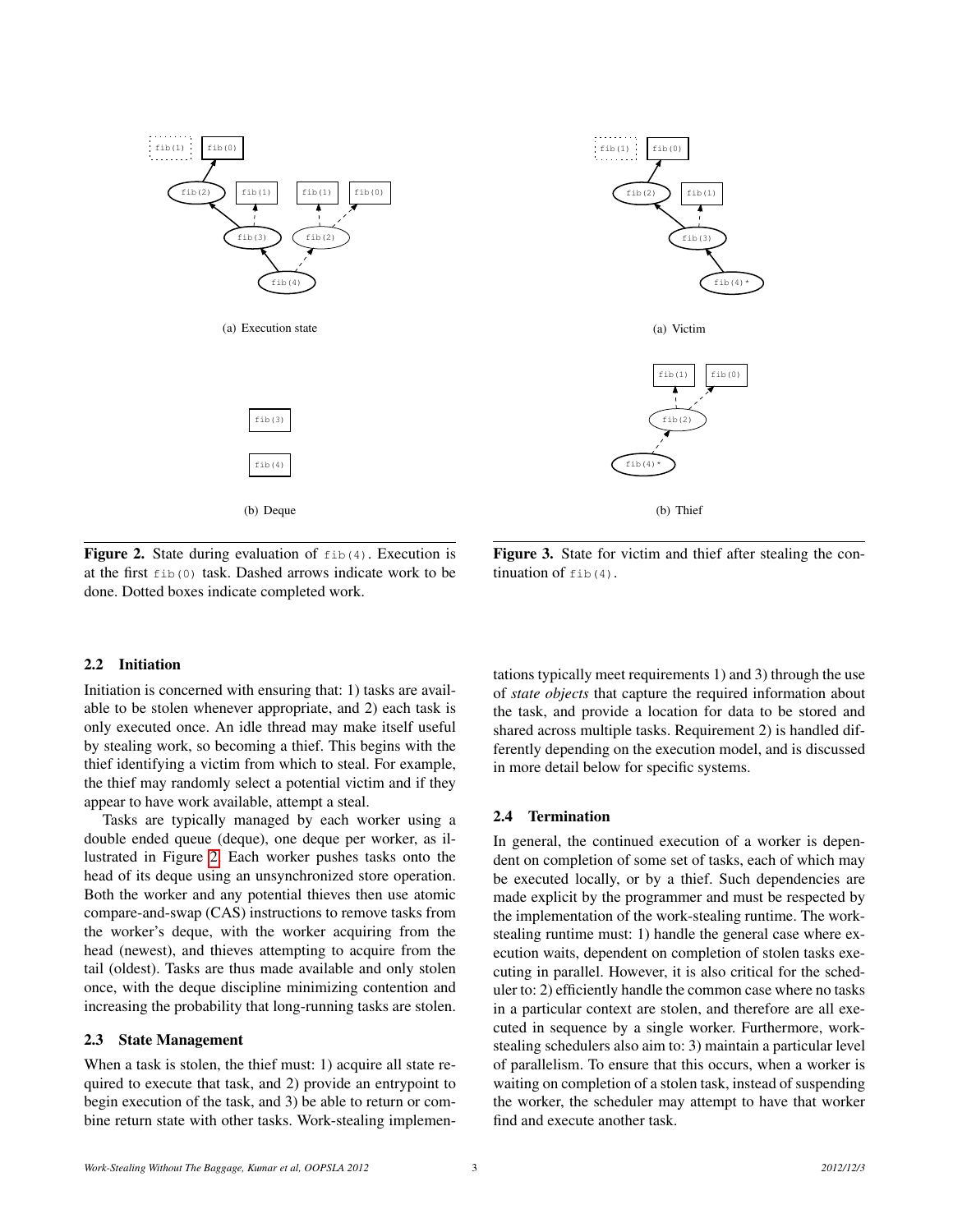(a) Execution state

(b) Deque

**Figure 2.** State during evaluation of `fib(4)`. Execution is at the first `fib(0)` task. Dashed arrows indicate work to be done. Dotted boxes indicate completed work.

(a) Victim

(b) Thief

**Figure 3.** State for victim and thief after stealing the continuation of `fib(4)`.

### 2.2 Initiation

Initiation is concerned with ensuring that: 1) tasks are available to be stolen whenever appropriate, and 2) each task is only executed once. An idle thread may make itself useful by stealing work, so becoming a thief. This begins with the thief identifying a victim from which to steal. For example, the thief may randomly select a potential victim and if they appear to have work available, attempt a steal.

Tasks are typically managed by each worker using a double ended queue (deque), one deque per worker, as illustrated in Figure 2. Each worker pushes tasks onto the head of its deque using an unsynchronized store operation. Both the worker and any potential thieves then use atomic compare-and-swap (CAS) instructions to remove tasks from the worker's deque, with the worker acquiring from the head (newest), and thieves attempting to acquire from the tail (oldest). Tasks are thus made available and only stolen once, with the deque discipline minimizing contention and increasing the probability that long-running tasks are stolen.

### 2.3 State Management

When a task is stolen, the thief must: 1) acquire all state required to execute that task, and 2) provide an entrypoint to begin execution of the task, and 3) be able to return or combine return state with other tasks. Work-stealing implementations typically meet requirements 1) and 3) through the use of *state objects* that capture the required information about the task, and provide a location for data to be stored and shared across multiple tasks. Requirement 2) is handled differently depending on the execution model, and is discussed in more detail below for specific systems.

### 2.4 Termination

In general, the continued execution of a worker is dependent on completion of some set of tasks, each of which may be executed locally, or by a thief. Such dependencies are made explicit by the programmer and must be respected by the implementation of the work-stealing runtime. The work-stealing runtime must: 1) handle the general case where execution waits, dependent on completion of stolen tasks executing in parallel. However, it is also critical for the scheduler to: 2) efficiently handle the common case where no tasks in a particular context are stolen, and therefore are all executed in sequence by a single worker. Furthermore, work-stealing schedulers also aim to: 3) maintain a particular level of parallelism. To ensure that this occurs, when a worker is waiting on completion of a stolen task, instead of suspending the worker, the scheduler may attempt to have that worker find and execute another task.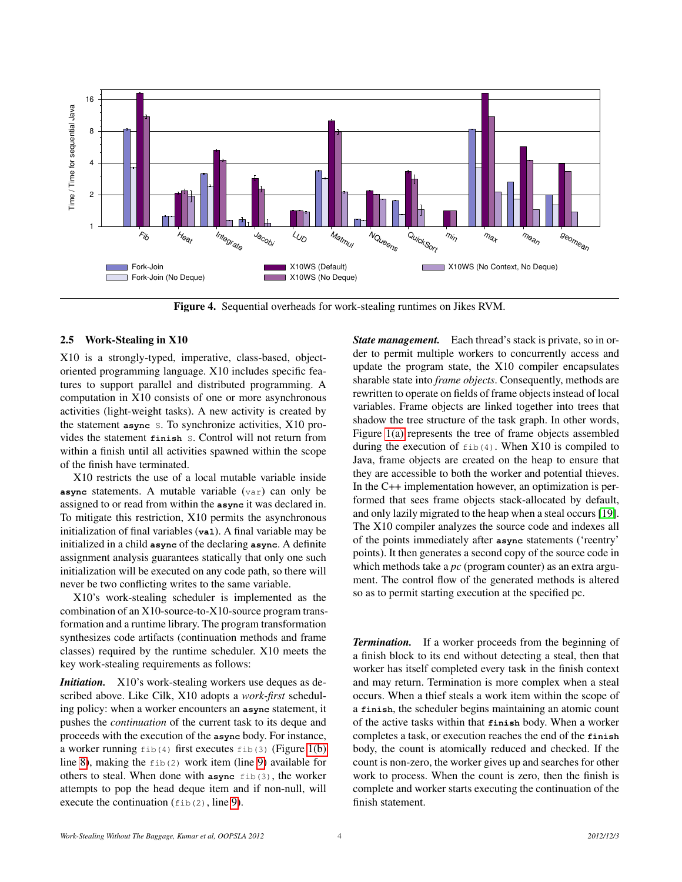Figure 4. Sequential overheads for work-stealing runtimes on Jikes RVM.

### 2.5 Work-Stealing in X10

X10 is a strongly-typed, imperative, class-based, object-oriented programming language. X10 includes specific features to support parallel and distributed programming. A computation in X10 consists of one or more asynchronous activities (light-weight tasks). A new activity is created by the statement **async** S. To synchronize activities, X10 provides the statement **finish** S. Control will not return from within a finish until all activities spawned within the scope of the finish have terminated.

X10 restricts the use of a local mutable variable inside **async** statements. A mutable variable (`var`) can only be assigned to or read from within the **async** it was declared in. To mitigate this restriction, X10 permits the asynchronous initialization of final variables (**val**). A final variable may be initialized in a child **async** of the declaring **async**. A definite assignment analysis guarantees statically that only one such initialization will be executed on any code path, so there will never be two conflicting writes to the same variable.

X10's work-stealing scheduler is implemented as the combination of an X10-source-to-X10-source program transformation and a runtime library. The program transformation synthesizes code artifacts (continuation methods and frame classes) required by the runtime scheduler. X10 meets the key work-stealing requirements as follows:

***Initiation.*** X10's work-stealing workers use deques as described above. Like Cilk, X10 adopts a *work-first* scheduling policy: when a worker encounters an **async** statement, it pushes the *continuation* of the current task to its deque and proceeds with the execution of the **async** body. For instance, a worker running `fib(4)` first executes `fib(3)` (Figure 1(b) line 8), making the `fib(2)` work item (line 9) available for others to steal. When done with **async** `fib(3)`, the worker attempts to pop the head deque item and if non-null, will execute the continuation (`fib(2)`, line 9).

***State management.*** Each thread's stack is private, so in order to permit multiple workers to concurrently access and update the program state, the X10 compiler encapsulates sharable state into *frame objects*. Consequently, methods are rewritten to operate on fields of frame objects instead of local variables. Frame objects are linked together into trees that shadow the tree structure of the task graph. In other words, Figure 1(a) represents the tree of frame objects assembled during the execution of `fib(4)`. When X10 is compiled to Java, frame objects are created on the heap to ensure that they are accessible to both the worker and potential thieves. In the C++ implementation however, an optimization is performed that sees frame objects stack-allocated by default, and only lazily migrated to the heap when a steal occurs [19]. The X10 compiler analyzes the source code and indexes all of the points immediately after **async** statements ('reentry' points). It then generates a second copy of the source code in which methods take a *pc* (program counter) as an extra argument. The control flow of the generated methods is altered so as to permit starting execution at the specified pc.

***Termination.*** If a worker proceeds from the beginning of a finish block to its end without detecting a steal, then that worker has itself completed every task in the finish context and may return. Termination is more complex when a steal occurs. When a thief steals a work item within the scope of a **finish**, the scheduler begins maintaining an atomic count of the active tasks within that **finish** body. When a worker completes a task, or execution reaches the end of the **finish** body, the count is atomically reduced and checked. If the count is non-zero, the worker gives up and searches for other work to process. When the count is zero, then the finish is complete and worker starts executing the continuation of the finish statement.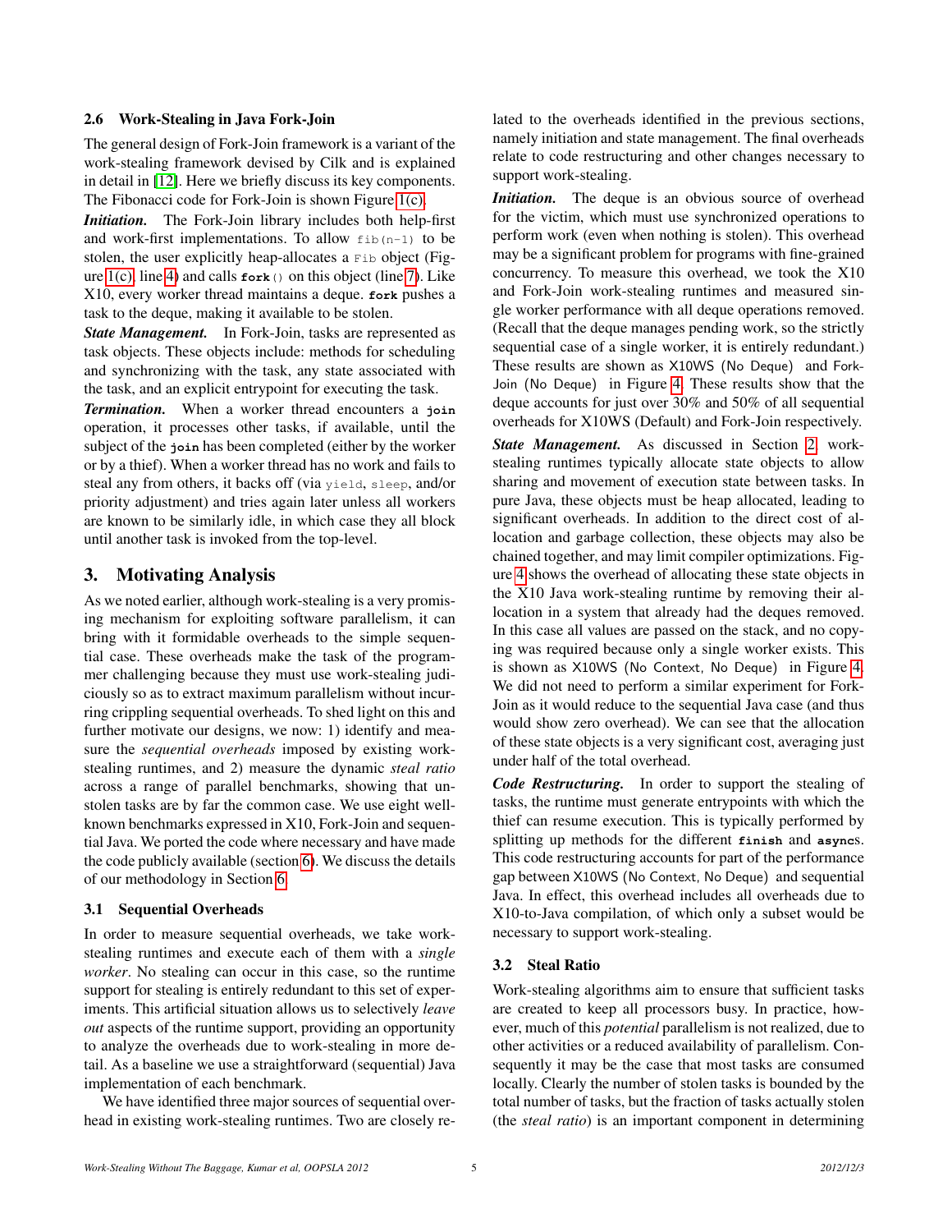### 2.6 Work-Stealing in Java Fork-Join

The general design of Fork-Join framework is a variant of the work-stealing framework devised by Cilk and is explained in detail in [12]. Here we briefly discuss its key components. The Fibonacci code for Fork-Join is shown Figure 1(c).

***Initiation.*** The Fork-Join library includes both help-first and work-first implementations. To allow `fib(n-1)` to be stolen, the user explicitly heap-allocates a `Fib` object (Figure 1(c), line 4) and calls **`fork`**`()` on this object (line 7). Like X10, every worker thread maintains a deque. **`fork`** pushes a task to the deque, making it available to be stolen.

***State Management.*** In Fork-Join, tasks are represented as task objects. These objects include: methods for scheduling and synchronizing with the task, any state associated with the task, and an explicit entrypoint for executing the task.

***Termination.*** When a worker thread encounters a **`join`** operation, it processes other tasks, if available, until the subject of the **`join`** has been completed (either by the worker or by a thief). When a worker thread has no work and fails to steal any from others, it backs off (via `yield`, `sleep`, and/or priority adjustment) and tries again later unless all workers are known to be similarly idle, in which case they all block until another task is invoked from the top-level.

## 3. Motivating Analysis

As we noted earlier, although work-stealing is a very promising mechanism for exploiting software parallelism, it can bring with it formidable overheads to the simple sequential case. These overheads make the task of the programmer challenging because they must use work-stealing judiciously so as to extract maximum parallelism without incurring crippling sequential overheads. To shed light on this and further motivate our designs, we now: 1) identify and measure the *sequential overheads* imposed by existing work-stealing runtimes, and 2) measure the dynamic *steal ratio* across a range of parallel benchmarks, showing that unstolen tasks are by far the common case. We use eight well-known benchmarks expressed in X10, Fork-Join and sequential Java. We ported the code where necessary and have made the code publicly available (section 6). We discuss the details of our methodology in Section 6.

### 3.1 Sequential Overheads

In order to measure sequential overheads, we take work-stealing runtimes and execute each of them with a *single worker*. No stealing can occur in this case, so the runtime support for stealing is entirely redundant to this set of experiments. This artificial situation allows us to selectively *leave out* aspects of the runtime support, providing an opportunity to analyze the overheads due to work-stealing in more detail. As a baseline we use a straightforward (sequential) Java implementation of each benchmark.

We have identified three major sources of sequential overhead in existing work-stealing runtimes. Two are closely related to the overheads identified in the previous sections, namely initiation and state management. The final overheads relate to code restructuring and other changes necessary to support work-stealing.

***Initiation.*** The deque is an obvious source of overhead for the victim, which must use synchronized operations to perform work (even when nothing is stolen). This overhead may be a significant problem for programs with fine-grained concurrency. To measure this overhead, we took the X10 and Fork-Join work-stealing runtimes and measured single worker performance with all deque operations removed. (Recall that the deque manages pending work, so the strictly sequential case of a single worker, it is entirely redundant.) These results are shown as X10WS (No Deque) and Fork-Join (No Deque) in Figure 4. These results show that the deque accounts for just over 30% and 50% of all sequential overheads for X10WS (Default) and Fork-Join respectively.

***State Management.*** As discussed in Section 2, work-stealing runtimes typically allocate state objects to allow sharing and movement of execution state between tasks. In pure Java, these objects must be heap allocated, leading to significant overheads. In addition to the direct cost of allocation and garbage collection, these objects may also be chained together, and may limit compiler optimizations. Figure 4 shows the overhead of allocating these state objects in the X10 Java work-stealing runtime by removing their allocation in a system that already had the deques removed. In this case all values are passed on the stack, and no copying was required because only a single worker exists. This is shown as X10WS (No Context, No Deque) in Figure 4. We did not need to perform a similar experiment for Fork-Join as it would reduce to the sequential Java case (and thus would show zero overhead). We can see that the allocation of these state objects is a very significant cost, averaging just under half of the total overhead.

***Code Restructuring.*** In order to support the stealing of tasks, the runtime must generate entrypoints with which the thief can resume execution. This is typically performed by splitting up methods for the different **`finish`** and **`async`**s. This code restructuring accounts for part of the performance gap between X10WS (No Context, No Deque) and sequential Java. In effect, this overhead includes all overheads due to X10-to-Java compilation, of which only a subset would be necessary to support work-stealing.

### 3.2 Steal Ratio

Work-stealing algorithms aim to ensure that sufficient tasks are created to keep all processors busy. In practice, however, much of this *potential* parallelism is not realized, due to other activities or a reduced availability of parallelism. Consequently it may be the case that most tasks are consumed locally. Clearly the number of stolen tasks is bounded by the total number of tasks, but the fraction of tasks actually stolen (the *steal ratio*) is an important component in determining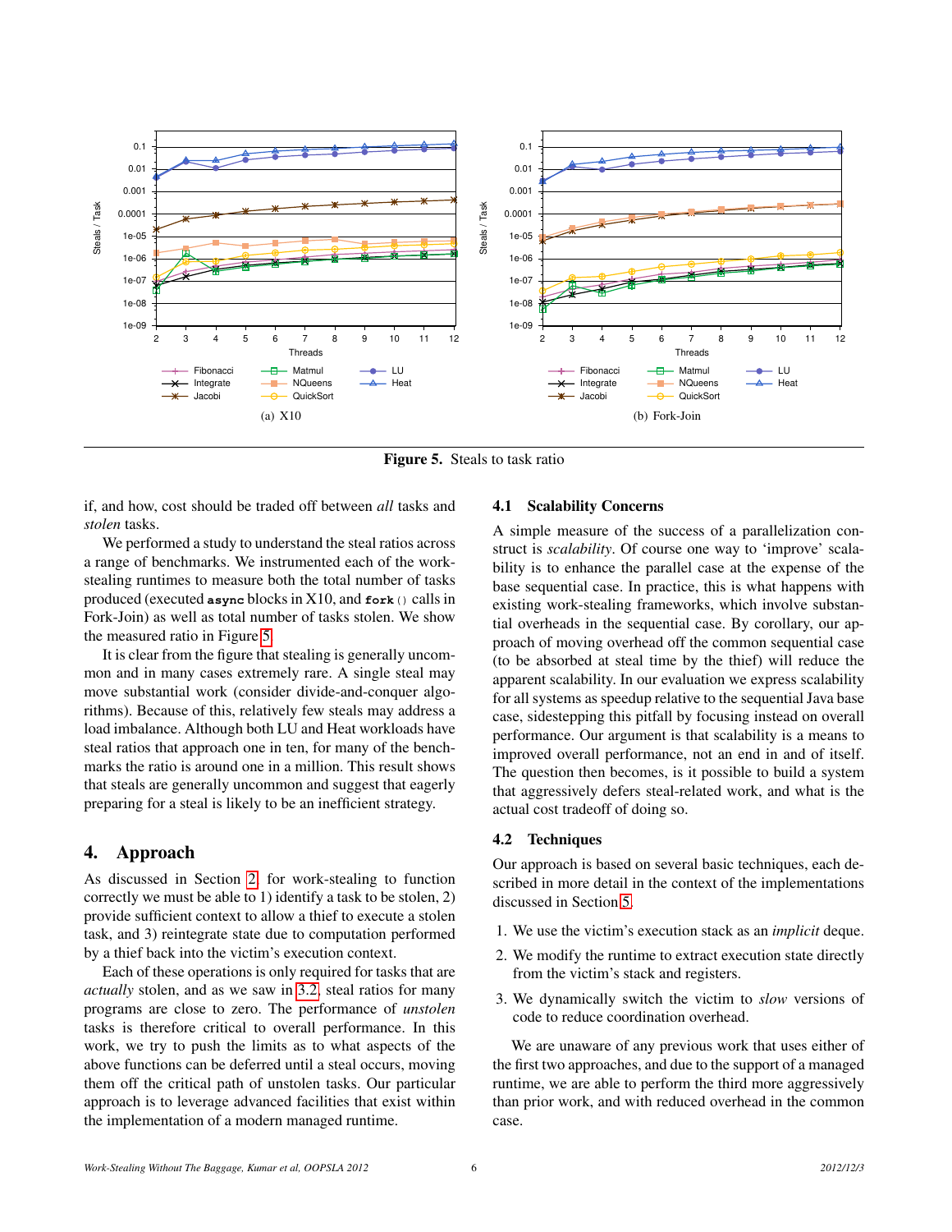(a) X10

(b) Fork-Join

**Figure 5.** Steals to task ratio

if, and how, cost should be traded off between *all* tasks and *stolen* tasks.

We performed a study to understand the steal ratios across a range of benchmarks. We instrumented each of the work-stealing runtimes to measure both the total number of tasks produced (executed **async** blocks in X10, and **fork**() calls in Fork-Join) as well as total number of tasks stolen. We show the measured ratio in Figure 5.

It is clear from the figure that stealing is generally uncommon and in many cases extremely rare. A single steal may move substantial work (consider divide-and-conquer algorithms). Because of this, relatively few steals may address a load imbalance. Although both LU and Heat workloads have steal ratios that approach one in ten, for many of the benchmarks the ratio is around one in a million. This result shows that steals are generally uncommon and suggest that eagerly preparing for a steal is likely to be an inefficient strategy.

## 4. Approach

As discussed in Section 2, for work-stealing to function correctly we must be able to 1) identify a task to be stolen, 2) provide sufficient context to allow a thief to execute a stolen task, and 3) reintegrate state due to computation performed by a thief back into the victim's execution context.

Each of these operations is only required for tasks that are *actually* stolen, and as we saw in 3.2, steal ratios for many programs are close to zero. The performance of *unstolen* tasks is therefore critical to overall performance. In this work, we try to push the limits as to what aspects of the above functions can be deferred until a steal occurs, moving them off the critical path of unstolen tasks. Our particular approach is to leverage advanced facilities that exist within the implementation of a modern managed runtime.

### 4.1 Scalability Concerns

A simple measure of the success of a parallelization construct is *scalability*. Of course one way to 'improve' scalability is to enhance the parallel case at the expense of the base sequential case. In practice, this is what happens with existing work-stealing frameworks, which involve substantial overheads in the sequential case. By corollary, our approach of moving overhead off the common sequential case (to be absorbed at steal time by the thief) will reduce the apparent scalability. In our evaluation we express scalability for all systems as speedup relative to the sequential Java base case, sidestepping this pitfall by focusing instead on overall performance. Our argument is that scalability is a means to improved overall performance, not an end in and of itself. The question then becomes, is it possible to build a system that aggressively defers steal-related work, and what is the actual cost tradeoff of doing so.

### 4.2 Techniques

Our approach is based on several basic techniques, each described in more detail in the context of the implementations discussed in Section 5.

1. We use the victim's execution stack as an *implicit* deque.
2. We modify the runtime to extract execution state directly from the victim's stack and registers.
3. We dynamically switch the victim to *slow* versions of code to reduce coordination overhead.

We are unaware of any previous work that uses either of the first two approaches, and due to the support of a managed runtime, we are able to perform the third more aggressively than prior work, and with reduced overhead in the common case.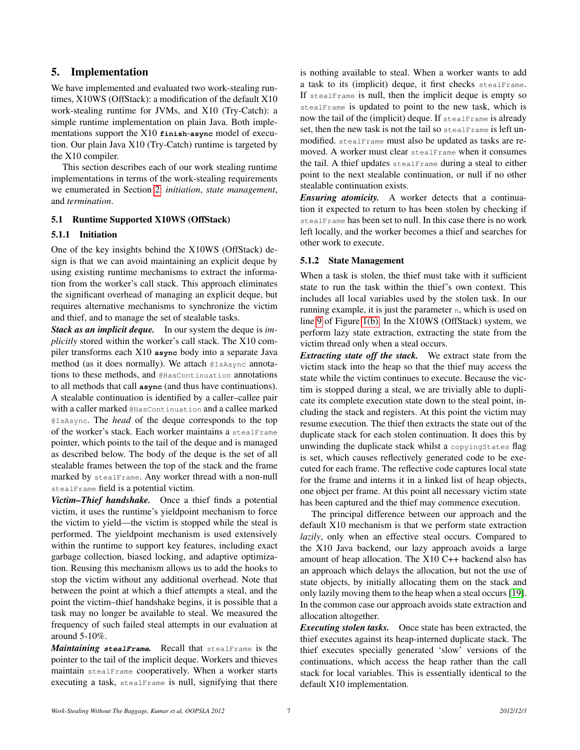## 5. Implementation

We have implemented and evaluated two work-stealing runtimes, X10WS (OffStack): a modification of the default X10 work-stealing runtime for JVMs, and X10 (Try-Catch): a simple runtime implementation on plain Java. Both implementations support the X10 **finish-async** model of execution. Our plain Java X10 (Try-Catch) runtime is targeted by the X10 compiler.

This section describes each of our work stealing runtime implementations in terms of the work-stealing requirements we enumerated in Section 2: *initiation*, *state management*, and *termination*.

### 5.1 Runtime Supported X10WS (OffStack)

#### 5.1.1 Initiation

One of the key insights behind the X10WS (OffStack) design is that we can avoid maintaining an explicit deque by using existing runtime mechanisms to extract the information from the worker's call stack. This approach eliminates the significant overhead of managing an explicit deque, but requires alternative mechanisms to synchronize the victim and thief, and to manage the set of stealable tasks.

***Stack as an implicit deque.*** In our system the deque is *implicitly* stored within the worker's call stack. The X10 compiler transforms each X10 **async** body into a separate Java method (as it does normally). We attach `@IsAsync` annotations to these methods, and `@HasContinuation` annotations to all methods that call **async** (and thus have continuations). A stealable continuation is identified by a caller–callee pair with a caller marked `@HasContinuation` and a callee marked `@IsAsync`. The *head* of the deque corresponds to the top of the worker's stack. Each worker maintains a `stealFrame` pointer, which points to the tail of the deque and is managed as described below. The body of the deque is the set of all stealable frames between the top of the stack and the frame marked by `stealFrame`. Any worker thread with a non-null `stealFrame` field is a potential victim.

***Victim–Thief handshake.*** Once a thief finds a potential victim, it uses the runtime's yieldpoint mechanism to force the victim to yield—the victim is stopped while the steal is performed. The yieldpoint mechanism is used extensively within the runtime to support key features, including exact garbage collection, biased locking, and adaptive optimization. Reusing this mechanism allows us to add the hooks to stop the victim without any additional overhead. Note that between the point at which a thief attempts a steal, and the point the victim–thief handshake begins, it is possible that a task may no longer be available to steal. We measured the frequency of such failed steal attempts in our evaluation at around 5-10%.

***Maintaining `stealFrame`.*** Recall that `stealFrame` is the pointer to the tail of the implicit deque. Workers and thieves maintain `stealFrame` cooperatively. When a worker starts executing a task, `stealFrame` is null, signifying that there is nothing available to steal. When a worker wants to add a task to its (implicit) deque, it first checks `stealFrame`. If `stealFrame` is null, then the implicit deque is empty so `stealFrame` is updated to point to the new task, which is now the tail of the (implicit) deque. If `stealFrame` is already set, then the new task is not the tail so `stealFrame` is left unmodified. `stealFrame` must also be updated as tasks are removed. A worker must clear `stealFrame` when it consumes the tail. A thief updates `stealFrame` during a steal to either point to the next stealable continuation, or null if no other stealable continuation exists.

***Ensuring atomicity.*** A worker detects that a continuation it expected to return to has been stolen by checking if `stealFrame` has been set to null. In this case there is no work left locally, and the worker becomes a thief and searches for other work to execute.

#### 5.1.2 State Management

When a task is stolen, the thief must take with it sufficient state to run the task within the thief's own context. This includes all local variables used by the stolen task. In our running example, it is just the parameter `n`, which is used on line 9 of Figure 1(b). In the X10WS (OffStack) system, we perform lazy state extraction, extracting the state from the victim thread only when a steal occurs.

***Extracting state off the stack.*** We extract state from the victim stack into the heap so that the thief may access the state while the victim continues to execute. Because the victim is stopped during a steal, we are trivially able to duplicate its complete execution state down to the steal point, including the stack and registers. At this point the victim may resume execution. The thief then extracts the state out of the duplicate stack for each stolen continuation. It does this by unwinding the duplicate stack whilst a `copyingStates` flag is set, which causes reflectively generated code to be executed for each frame. The reflective code captures local state for the frame and interns it in a linked list of heap objects, one object per frame. At this point all necessary victim state has been captured and the thief may commence execution.

The principal difference between our approach and the default X10 mechanism is that we perform state extraction *lazily*, only when an effective steal occurs. Compared to the X10 Java backend, our lazy approach avoids a large amount of heap allocation. The X10 C++ backend also has an approach which delays the allocation, but not the use of state objects, by initially allocating them on the stack and only lazily moving them to the heap when a steal occurs [19]. In the common case our approach avoids state extraction and allocation altogether.

***Executing stolen tasks.*** Once state has been extracted, the thief executes against its heap-interned duplicate stack. The thief executes specially generated 'slow' versions of the continuations, which access the heap rather than the call stack for local variables. This is essentially identical to the default X10 implementation.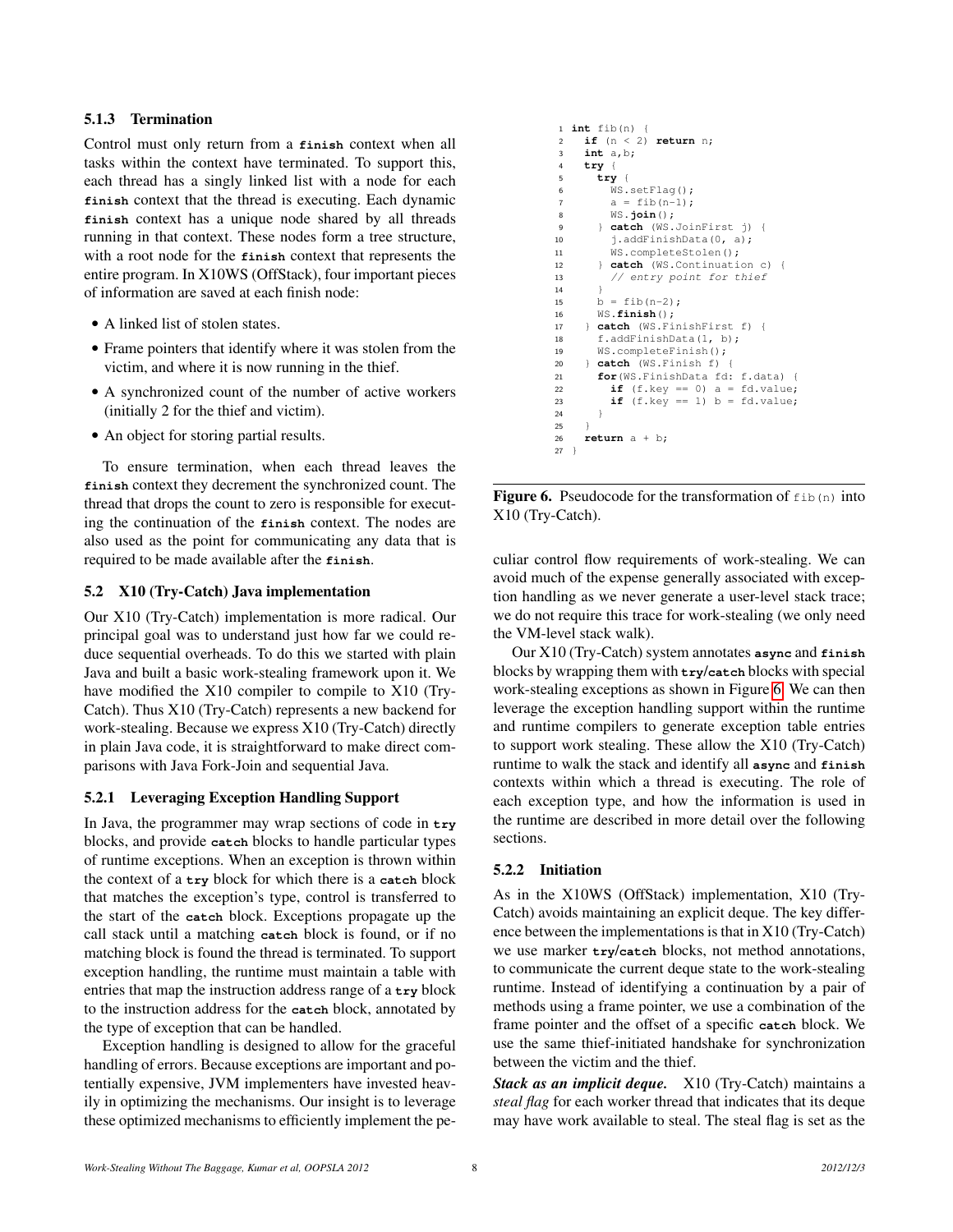#### 5.1.3 Termination

Control must only return from a **finish** context when all tasks within the context have terminated. To support this, each thread has a singly linked list with a node for each **finish** context that the thread is executing. Each dynamic **finish** context has a unique node shared by all threads running in that context. These nodes form a tree structure, with a root node for the **finish** context that represents the entire program. In X10WS (OffStack), four important pieces of information are saved at each finish node:

- A linked list of stolen states.
- Frame pointers that identify where it was stolen from the victim, and where it is now running in the thief.
- A synchronized count of the number of active workers (initially 2 for the thief and victim).
- An object for storing partial results.

To ensure termination, when each thread leaves the **finish** context they decrement the synchronized count. The thread that drops the count to zero is responsible for executing the continuation of the **finish** context. The nodes are also used as the point for communicating any data that is required to be made available after the **finish**.

### 5.2 X10 (Try-Catch) Java implementation

Our X10 (Try-Catch) implementation is more radical. Our principal goal was to understand just how far we could reduce sequential overheads. To do this we started with plain Java and built a basic work-stealing framework upon it. We have modified the X10 compiler to compile to X10 (Try-Catch). Thus X10 (Try-Catch) represents a new backend for work-stealing. Because we express X10 (Try-Catch) directly in plain Java code, it is straightforward to make direct comparisons with Java Fork-Join and sequential Java.

#### 5.2.1 Leveraging Exception Handling Support

In Java, the programmer may wrap sections of code in **try** blocks, and provide **catch** blocks to handle particular types of runtime exceptions. When an exception is thrown within the context of a **try** block for which there is a **catch** block that matches the exception's type, control is transferred to the start of the **catch** block. Exceptions propagate up the call stack until a matching **catch** block is found, or if no matching block is found the thread is terminated. To support exception handling, the runtime must maintain a table with entries that map the instruction address range of a **try** block to the instruction address for the **catch** block, annotated by the type of exception that can be handled.

Exception handling is designed to allow for the graceful handling of errors. Because exceptions are important and potentially expensive, JVM implementers have invested heavily in optimizing the mechanisms. Our insight is to leverage these optimized mechanisms to efficiently implement the peculiar control flow requirements of work-stealing. We can avoid much of the expense generally associated with exception handling as we never generate a user-level stack trace; we do not require this trace for work-stealing (we only need the VM-level stack walk).

```
1  int fib(n) {
2    if (n < 2) return n;
3    int a,b;
4    try {
5      try {
6        WS.setFlag();
7        a = fib(n-1);
8        WS.join();
9      } catch (WS.JoinFirst j) {
10       j.addFinishData(0, a);
11       WS.completeStolen();
12     } catch (WS.Continuation c) {
13       // entry point for thief
14     }
15     b = fib(n-2);
16     WS.finish();
17   } catch (WS.FinishFirst f) {
18     f.addFinishData(1, b);
19     WS.completeFinish();
20   } catch (WS.Finish f) {
21     for(WS.FinishData fd: f.data) {
22       if (f.key == 0) a = fd.value;
23       if (f.key == 1) b = fd.value;
24     }
25   }
26   return a + b;
27 }
```

**Figure 6.** Pseudocode for the transformation of `fib(n)` into X10 (Try-Catch).

Our X10 (Try-Catch) system annotates **async** and **finish** blocks by wrapping them with **try**/**catch** blocks with special work-stealing exceptions as shown in Figure 6. We can then leverage the exception handling support within the runtime and runtime compilers to generate exception table entries to support work stealing. These allow the X10 (Try-Catch) runtime to walk the stack and identify all **async** and **finish** contexts within which a thread is executing. The role of each exception type, and how the information is used in the runtime are described in more detail over the following sections.

#### 5.2.2 Initiation

As in the X10WS (OffStack) implementation, X10 (Try-Catch) avoids maintaining an explicit deque. The key difference between the implementations is that in X10 (Try-Catch) we use marker **try**/**catch** blocks, not method annotations, to communicate the current deque state to the work-stealing runtime. Instead of identifying a continuation by a pair of methods using a frame pointer, we use a combination of the frame pointer and the offset of a specific **catch** block. We use the same thief-initiated handshake for synchronization between the victim and the thief.

***Stack as an implicit deque.*** X10 (Try-Catch) maintains a *steal flag* for each worker thread that indicates that its deque may have work available to steal. The steal flag is set as the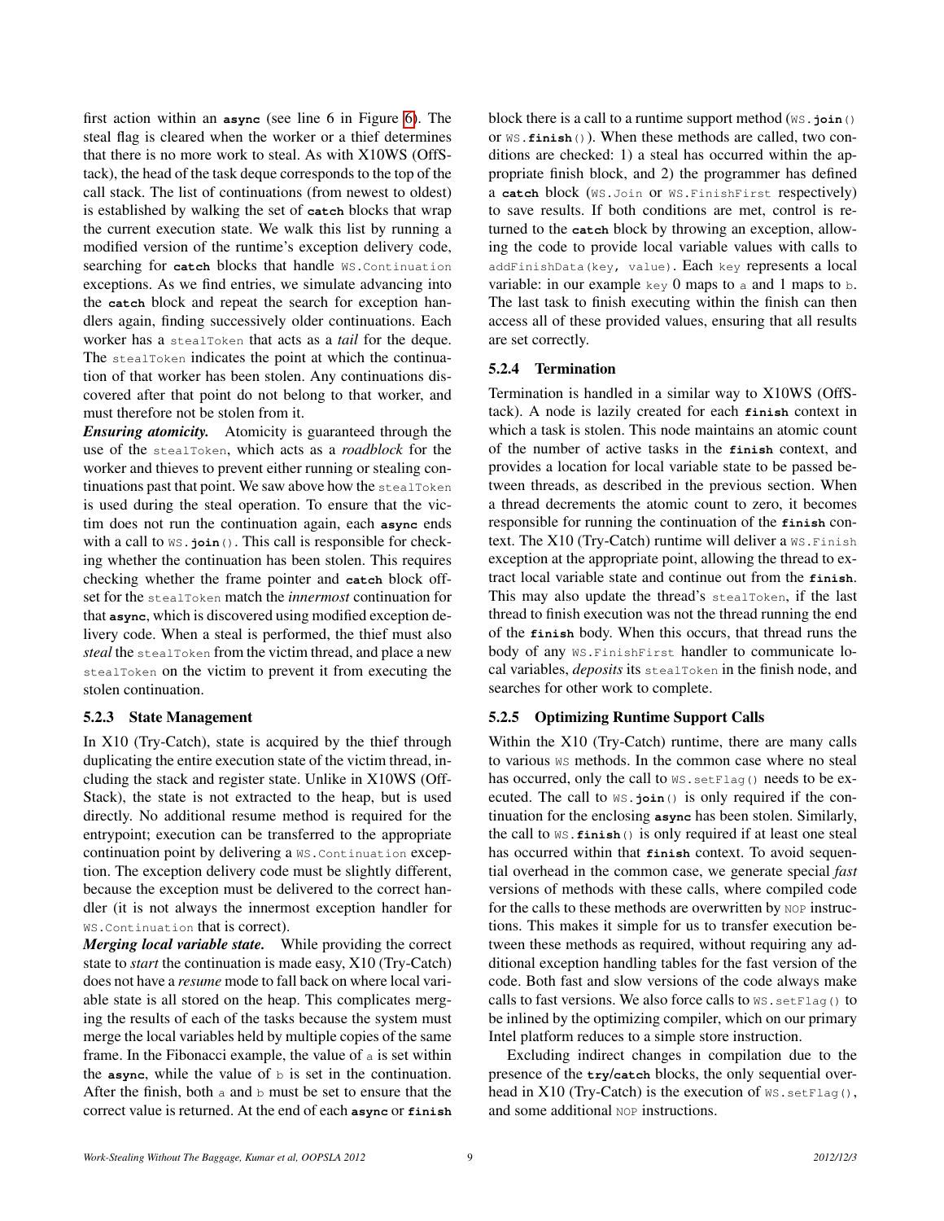first action within an **async** (see line 6 in Figure 6). The steal flag is cleared when the worker or a thief determines that there is no more work to steal. As with X10WS (OffStack), the head of the task deque corresponds to the top of the call stack. The list of continuations (from newest to oldest) is established by walking the set of **catch** blocks that wrap the current execution state. We walk this list by running a modified version of the runtime's exception delivery code, searching for **catch** blocks that handle `WS.Continuation` exceptions. As we find entries, we simulate advancing into the **catch** block and repeat the search for exception handlers again, finding successively older continuations. Each worker has a `stealToken` that acts as a *tail* for the deque. The `stealToken` indicates the point at which the continuation of that worker has been stolen. Any continuations discovered after that point do not belong to that worker, and must therefore not be stolen from it.

***Ensuring atomicity.*** Atomicity is guaranteed through the use of the `stealToken`, which acts as a *roadblock* for the worker and thieves to prevent either running or stealing continuations past that point. We saw above how the `stealToken` is used during the steal operation. To ensure that the victim does not run the continuation again, each **async** ends with a call to `WS.join()`. This call is responsible for checking whether the continuation has been stolen. This requires checking whether the frame pointer and **catch** block offset for the `stealToken` match the *innermost* continuation for that **async**, which is discovered using modified exception delivery code. When a steal is performed, the thief must also *steal* the `stealToken` from the victim thread, and place a new `stealToken` on the victim to prevent it from executing the stolen continuation.

### 5.2.3 State Management

In X10 (Try-Catch), state is acquired by the thief through duplicating the entire execution state of the victim thread, including the stack and register state. Unlike in X10WS (OffStack), the state is not extracted to the heap, but is used directly. No additional resume method is required for the entrypoint; execution can be transferred to the appropriate continuation point by delivering a `WS.Continuation` exception. The exception delivery code must be slightly different, because the exception must be delivered to the correct handler (it is not always the innermost exception handler for `WS.Continuation` that is correct).

***Merging local variable state.*** While providing the correct state to *start* the continuation is made easy, X10 (Try-Catch) does not have a *resume* mode to fall back on where local variable state is all stored on the heap. This complicates merging the results of each of the tasks because the system must merge the local variables held by multiple copies of the same frame. In the Fibonacci example, the value of `a` is set within the **async**, while the value of `b` is set in the continuation. After the finish, both `a` and `b` must be set to ensure that the correct value is returned. At the end of each **async** or **finish** block there is a call to a runtime support method (`WS.join()` or `WS.finish()`). When these methods are called, two conditions are checked: 1) a steal has occurred within the appropriate finish block, and 2) the programmer has defined a **catch** block (`WS.Join` or `WS.FinishFirst` respectively) to save results. If both conditions are met, control is returned to the **catch** block by throwing an exception, allowing the code to provide local variable values with calls to `addFinishData(key, value)`. Each `key` represents a local variable: in our example `key` 0 maps to `a` and 1 maps to `b`. The last task to finish executing within the finish can then access all of these provided values, ensuring that all results are set correctly.

### 5.2.4 Termination

Termination is handled in a similar way to X10WS (OffStack). A node is lazily created for each **finish** context in which a task is stolen. This node maintains an atomic count of the number of active tasks in the **finish** context, and provides a location for local variable state to be passed between threads, as described in the previous section. When a thread decrements the atomic count to zero, it becomes responsible for running the continuation of the **finish** context. The X10 (Try-Catch) runtime will deliver a `WS.Finish` exception at the appropriate point, allowing the thread to extract local variable state and continue out from the **finish**. This may also update the thread's `stealToken`, if the last thread to finish execution was not the thread running the end of the **finish** body. When this occurs, that thread runs the body of any `WS.FinishFirst` handler to communicate local variables, *deposits* its `stealToken` in the finish node, and searches for other work to complete.

### 5.2.5 Optimizing Runtime Support Calls

Within the X10 (Try-Catch) runtime, there are many calls to various `WS` methods. In the common case where no steal has occurred, only the call to `WS.setFlag()` needs to be executed. The call to `WS.join()` is only required if the continuation for the enclosing **async** has been stolen. Similarly, the call to `WS.finish()` is only required if at least one steal has occurred within that **finish** context. To avoid sequential overhead in the common case, we generate special *fast* versions of methods with these calls, where compiled code for the calls to these methods are overwritten by `NOP` instructions. This makes it simple for us to transfer execution between these methods as required, without requiring any additional exception handling tables for the fast version of the code. Both fast and slow versions of the code always make calls to fast versions. We also force calls to `WS.setFlag()` to be inlined by the optimizing compiler, which on our primary Intel platform reduces to a simple store instruction.

Excluding indirect changes in compilation due to the presence of the **try**/**catch** blocks, the only sequential overhead in X10 (Try-Catch) is the execution of `WS.setFlag()`, and some additional `NOP` instructions.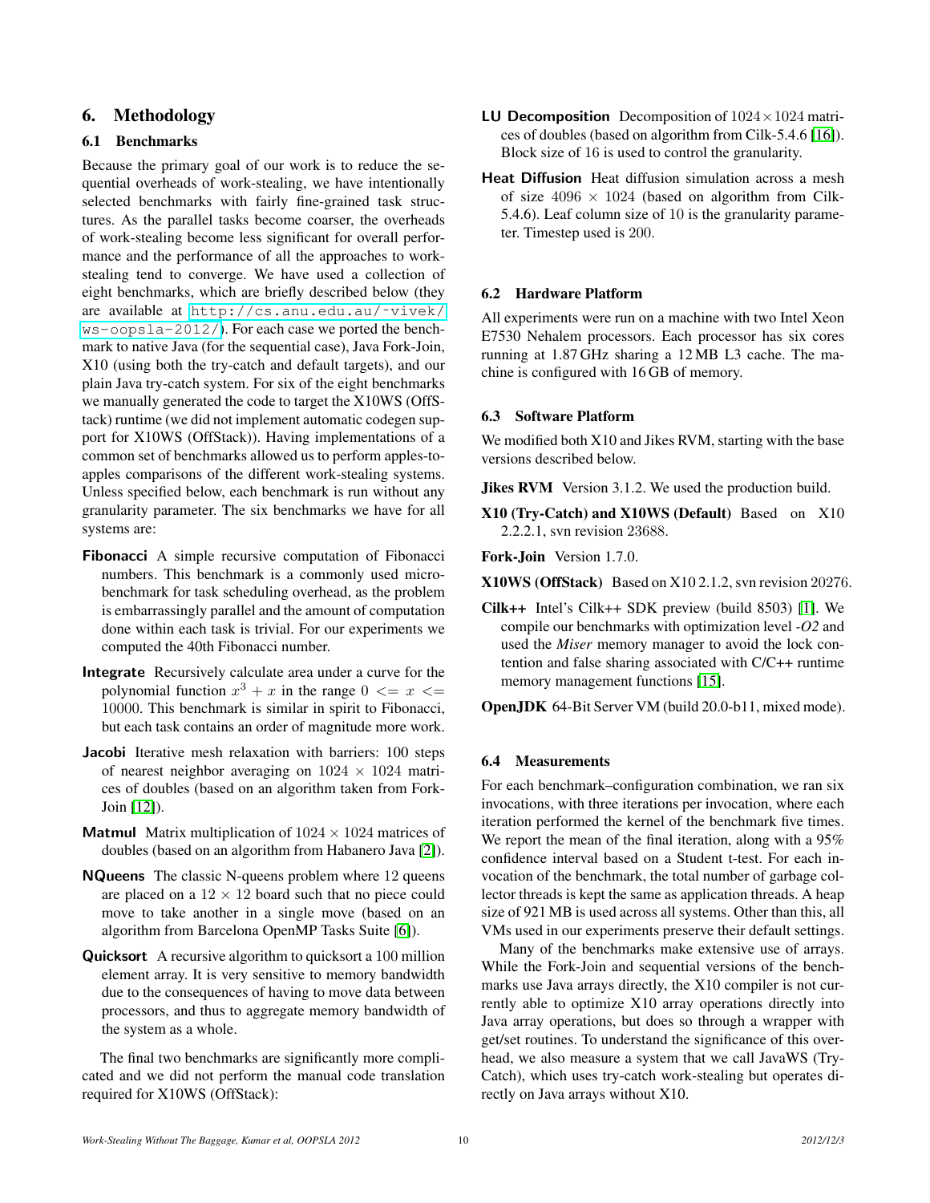## 6. Methodology

### 6.1 Benchmarks

Because the primary goal of our work is to reduce the sequential overheads of work-stealing, we have intentionally selected benchmarks with fairly fine-grained task structures. As the parallel tasks become coarser, the overheads of work-stealing become less significant for overall performance and the performance of all the approaches to work-stealing tend to converge. We have used a collection of eight benchmarks, which are briefly described below (they are available at http://cs.anu.edu.au/~vivek/ws-oopsla-2012/). For each case we ported the benchmark to native Java (for the sequential case), Java Fork-Join, X10 (using both the try-catch and default targets), and our plain Java try-catch system. For six of the eight benchmarks we manually generated the code to target the X10WS (OffStack) runtime (we did not implement automatic codegen support for X10WS (OffStack)). Having implementations of a common set of benchmarks allowed us to perform apples-to-apples comparisons of the different work-stealing systems. Unless specified below, each benchmark is run without any granularity parameter. The six benchmarks we have for all systems are:

**Fibonacci** A simple recursive computation of Fibonacci numbers. This benchmark is a commonly used microbenchmark for task scheduling overhead, as the problem is embarrassingly parallel and the amount of computation done within each task is trivial. For our experiments we computed the 40th Fibonacci number.

**Integrate** Recursively calculate area under a curve for the polynomial function $x^3 + x$ in the range $0 <= x <= 10000$. This benchmark is similar in spirit to Fibonacci, but each task contains an order of magnitude more work.

**Jacobi** Iterative mesh relaxation with barriers: 100 steps of nearest neighbor averaging on $1024 \times 1024$ matrices of doubles (based on an algorithm taken from Fork-Join [12]).

**Matmul** Matrix multiplication of $1024 \times 1024$ matrices of doubles (based on an algorithm from Habanero Java [2]).

**NQueens** The classic N-queens problem where 12 queens are placed on a $12 \times 12$ board such that no piece could move to take another in a single move (based on an algorithm from Barcelona OpenMP Tasks Suite [6]).

**Quicksort** A recursive algorithm to quicksort a 100 million element array. It is very sensitive to memory bandwidth due to the consequences of having to move data between processors, and thus to aggregate memory bandwidth of the system as a whole.

The final two benchmarks are significantly more complicated and we did not perform the manual code translation required for X10WS (OffStack):

**LU Decomposition** Decomposition of $1024 \times 1024$ matrices of doubles (based on algorithm from Cilk-5.4.6 [16]). Block size of 16 is used to control the granularity.

**Heat Diffusion** Heat diffusion simulation across a mesh of size $4096 \times 1024$ (based on algorithm from Cilk-5.4.6). Leaf column size of 10 is the granularity parameter. Timestep used is 200.

### 6.2 Hardware Platform

All experiments were run on a machine with two Intel Xeon E7530 Nehalem processors. Each processor has six cores running at 1.87 GHz sharing a 12 MB L3 cache. The machine is configured with 16 GB of memory.

### 6.3 Software Platform

We modified both X10 and Jikes RVM, starting with the base versions described below.

**Jikes RVM** Version 3.1.2. We used the production build.

**X10 (Try-Catch) and X10WS (Default)** Based on X10 2.2.2.1, svn revision 23688.

**Fork-Join** Version 1.7.0.

**X10WS (OffStack)** Based on X10 2.1.2, svn revision 20276.

**Cilk++** Intel's Cilk++ SDK preview (build 8503) [1]. We compile our benchmarks with optimization level *-O2* and used the *Miser* memory manager to avoid the lock contention and false sharing associated with C/C++ runtime memory management functions [15].

**OpenJDK** 64-Bit Server VM (build 20.0-b11, mixed mode).

### 6.4 Measurements

For each benchmark–configuration combination, we ran six invocations, with three iterations per invocation, where each iteration performed the kernel of the benchmark five times. We report the mean of the final iteration, along with a 95% confidence interval based on a Student t-test. For each invocation of the benchmark, the total number of garbage collector threads is kept the same as application threads. A heap size of 921 MB is used across all systems. Other than this, all VMs used in our experiments preserve their default settings.

Many of the benchmarks make extensive use of arrays. While the Fork-Join and sequential versions of the benchmarks use Java arrays directly, the X10 compiler is not currently able to optimize X10 array operations directly into Java array operations, but does so through a wrapper with get/set routines. To understand the significance of this overhead, we also measure a system that we call JavaWS (Try-Catch), which uses try-catch work-stealing but operates directly on Java arrays without X10.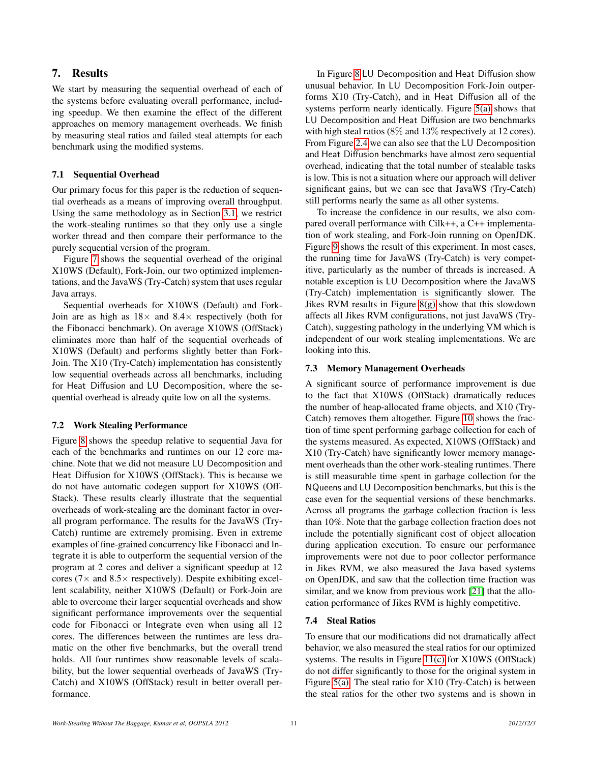## 7. Results

We start by measuring the sequential overhead of each of the systems before evaluating overall performance, including speedup. We then examine the effect of the different approaches on memory management overheads. We finish by measuring steal ratios and failed steal attempts for each benchmark using the modified systems.

### 7.1 Sequential Overhead

Our primary focus for this paper is the reduction of sequential overheads as a means of improving overall throughput. Using the same methodology as in Section 3.1, we restrict the work-stealing runtimes so that they only use a single worker thread and then compare their performance to the purely sequential version of the program.

Figure 7 shows the sequential overhead of the original X10WS (Default), Fork-Join, our two optimized implementations, and the JavaWS (Try-Catch) system that uses regular Java arrays.

Sequential overheads for X10WS (Default) and Fork-Join are as high as 18× and 8.4× respectively (both for the Fibonacci benchmark). On average X10WS (OffStack) eliminates more than half of the sequential overheads of X10WS (Default) and performs slightly better than Fork-Join. The X10 (Try-Catch) implementation has consistently low sequential overheads across all benchmarks, including for Heat Diffusion and LU Decomposition, where the sequential overhead is already quite low on all the systems.

### 7.2 Work Stealing Performance

Figure 8 shows the speedup relative to sequential Java for each of the benchmarks and runtimes on our 12 core machine. Note that we did not measure LU Decomposition and Heat Diffusion for X10WS (OffStack). This is because we do not have automatic codegen support for X10WS (OffStack). These results clearly illustrate that the sequential overheads of work-stealing are the dominant factor in overall program performance. The results for the JavaWS (Try-Catch) runtime are extremely promising. Even in extreme examples of fine-grained concurrency like Fibonacci and Integrate it is able to outperform the sequential version of the program at 2 cores and deliver a significant speedup at 12 cores (7× and 8.5× respectively). Despite exhibiting excellent scalability, neither X10WS (Default) or Fork-Join are able to overcome their larger sequential overheads and show significant performance improvements over the sequential code for Fibonacci or Integrate even when using all 12 cores. The differences between the runtimes are less dramatic on the other five benchmarks, but the overall trend holds. All four runtimes show reasonable levels of scalability, but the lower sequential overheads of JavaWS (Try-Catch) and X10WS (OffStack) result in better overall performance.

In Figure 8 LU Decomposition and Heat Diffusion show unusual behavior. In LU Decomposition Fork-Join outperforms X10 (Try-Catch), and in Heat Diffusion all of the systems perform nearly identically. Figure 5(a) shows that LU Decomposition and Heat Diffusion are two benchmarks with high steal ratios (8% and 13% respectively at 12 cores). From Figure 2.4 we can also see that the LU Decomposition and Heat Diffusion benchmarks have almost zero sequential overhead, indicating that the total number of stealable tasks is low. This is not a situation where our approach will deliver significant gains, but we can see that JavaWS (Try-Catch) still performs nearly the same as all other systems.

To increase the confidence in our results, we also compared overall performance with Cilk++, a C++ implementation of work stealing, and Fork-Join running on OpenJDK. Figure 9 shows the result of this experiment. In most cases, the running time for JavaWS (Try-Catch) is very competitive, particularly as the number of threads is increased. A notable exception is LU Decomposition where the JavaWS (Try-Catch) implementation is significantly slower. The Jikes RVM results in Figure 8(g) show that this slowdown affects all Jikes RVM configurations, not just JavaWS (Try-Catch), suggesting pathology in the underlying VM which is independent of our work stealing implementations. We are looking into this.

### 7.3 Memory Management Overheads

A significant source of performance improvement is due to the fact that X10WS (OffStack) dramatically reduces the number of heap-allocated frame objects, and X10 (Try-Catch) removes them altogether. Figure 10 shows the fraction of time spent performing garbage collection for each of the systems measured. As expected, X10WS (OffStack) and X10 (Try-Catch) have significantly lower memory management overheads than the other work-stealing runtimes. There is still measurable time spent in garbage collection for the NQueens and LU Decomposition benchmarks, but this is the case even for the sequential versions of these benchmarks. Across all programs the garbage collection fraction is less than 10%. Note that the garbage collection fraction does not include the potentially significant cost of object allocation during application execution. To ensure our performance improvements were not due to poor collector performance in Jikes RVM, we also measured the Java based systems on OpenJDK, and saw that the collection time fraction was similar, and we know from previous work [21] that the allocation performance of Jikes RVM is highly competitive.

### 7.4 Steal Ratios

To ensure that our modifications did not dramatically affect behavior, we also measured the steal ratios for our optimized systems. The results in Figure 11(c) for X10WS (OffStack) do not differ significantly to those for the original system in Figure 5(a). The steal ratio for X10 (Try-Catch) is between the steal ratios for the other two systems and is shown in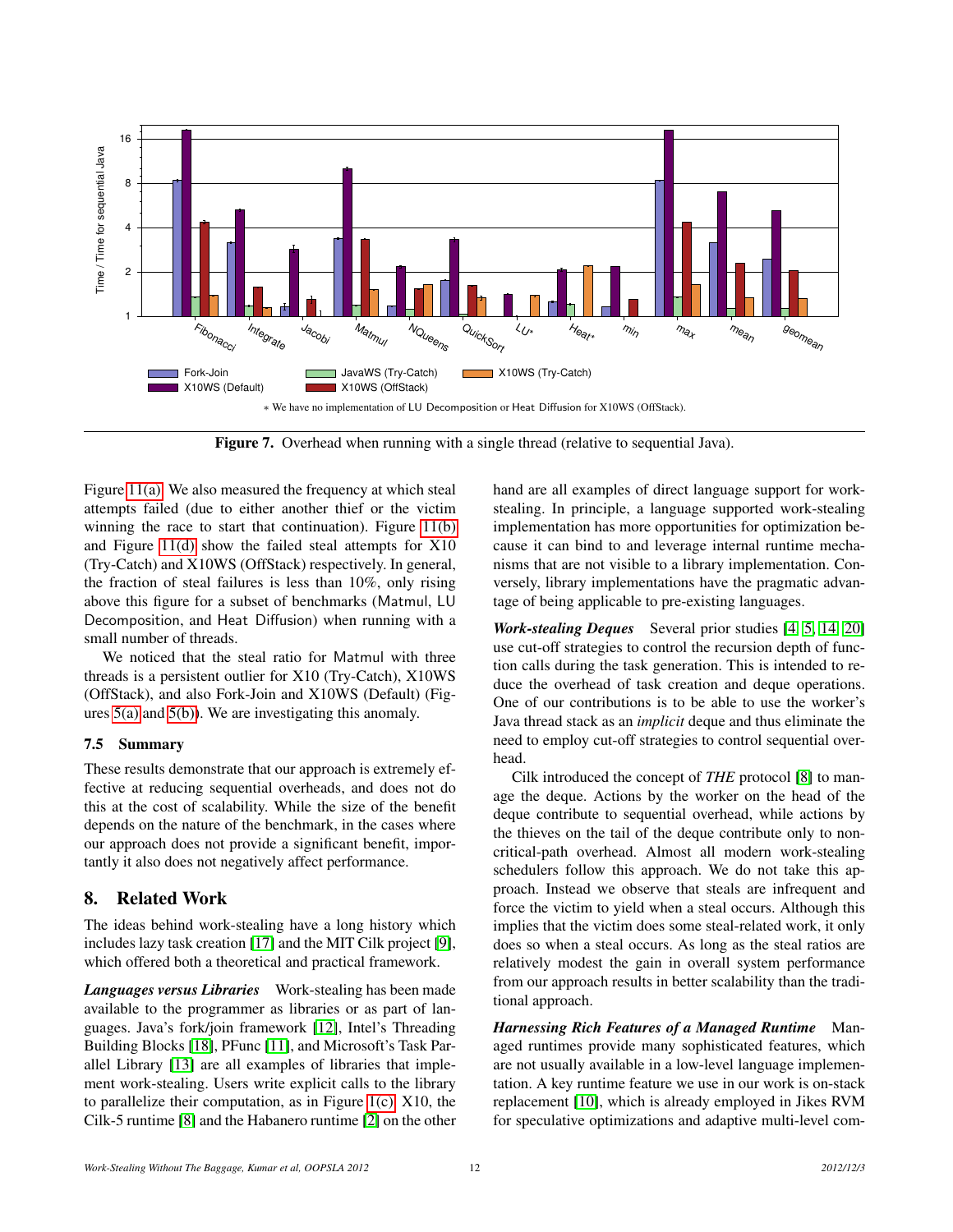Figure 7. Overhead when running with a single thread (relative to sequential Java).

∗ We have no implementation of LU Decomposition or Heat Diffusion for X10WS (OffStack).

Figure 11(a). We also measured the frequency at which steal attempts failed (due to either another thief or the victim winning the race to start that continuation). Figure 11(b) and Figure 11(d) show the failed steal attempts for X10 (Try-Catch) and X10WS (OffStack) respectively. In general, the fraction of steal failures is less than 10%, only rising above this figure for a subset of benchmarks (Matmul, LU Decomposition, and Heat Diffusion) when running with a small number of threads.

We noticed that the steal ratio for Matmul with three threads is a persistent outlier for X10 (Try-Catch), X10WS (OffStack), and also Fork-Join and X10WS (Default) (Figures 5(a) and 5(b)). We are investigating this anomaly.

### 7.5 Summary

These results demonstrate that our approach is extremely effective at reducing sequential overheads, and does not do this at the cost of scalability. While the size of the benefit depends on the nature of the benchmark, in the cases where our approach does not provide a significant benefit, importantly it also does not negatively affect performance.

## 8. Related Work

The ideas behind work-stealing have a long history which includes lazy task creation [17] and the MIT Cilk project [9], which offered both a theoretical and practical framework.

***Languages versus Libraries*** Work-stealing has been made available to the programmer as libraries or as part of languages. Java's fork/join framework [12], Intel's Threading Building Blocks [18], PFunc [11], and Microsoft's Task Parallel Library [13] are all examples of libraries that implement work-stealing. Users write explicit calls to the library to parallelize their computation, as in Figure 1(c). X10, the Cilk-5 runtime [8] and the Habanero runtime [2] on the other hand are all examples of direct language support for work-stealing. In principle, a language supported work-stealing implementation has more opportunities for optimization because it can bind to and leverage internal runtime mechanisms that are not visible to a library implementation. Conversely, library implementations have the pragmatic advantage of being applicable to pre-existing languages.

***Work-stealing Deques*** Several prior studies [4, 5, 14, 20] use cut-off strategies to control the recursion depth of function calls during the task generation. This is intended to reduce the overhead of task creation and deque operations. One of our contributions is to be able to use the worker's Java thread stack as an *implicit* deque and thus eliminate the need to employ cut-off strategies to control sequential overhead.

Cilk introduced the concept of *THE* protocol [8] to manage the deque. Actions by the worker on the head of the deque contribute to sequential overhead, while actions by the thieves on the tail of the deque contribute only to non-critical-path overhead. Almost all modern work-stealing schedulers follow this approach. We do not take this approach. Instead we observe that steals are infrequent and force the victim to yield when a steal occurs. Although this implies that the victim does some steal-related work, it only does so when a steal occurs. As long as the steal ratios are relatively modest the gain in overall system performance from our approach results in better scalability than the traditional approach.

***Harnessing Rich Features of a Managed Runtime*** Managed runtimes provide many sophisticated features, which are not usually available in a low-level language implementation. A key runtime feature we use in our work is on-stack replacement [10], which is already employed in Jikes RVM for speculative optimizations and adaptive multi-level com-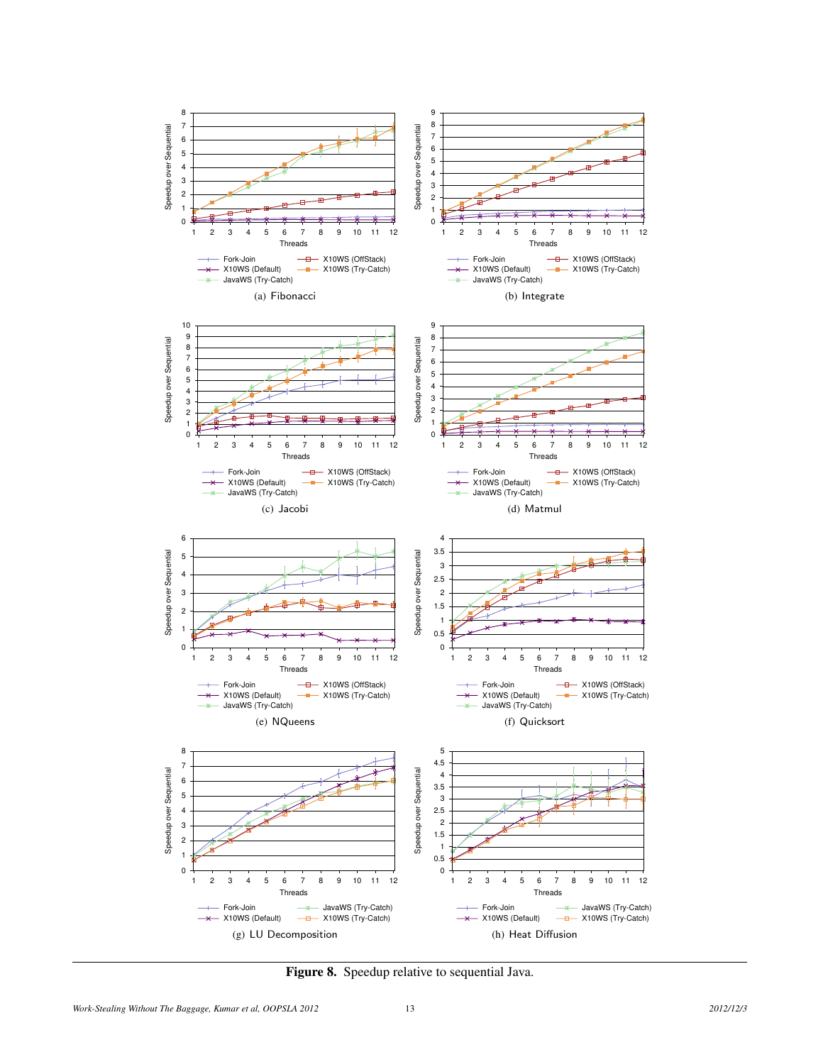(a) Fibonacci

(b) Integrate

(c) Jacobi

(d) Matmul

(e) NQueens

(f) Quicksort

(g) LU Decomposition

(h) Heat Diffusion

**Figure 8.** Speedup relative to sequential Java.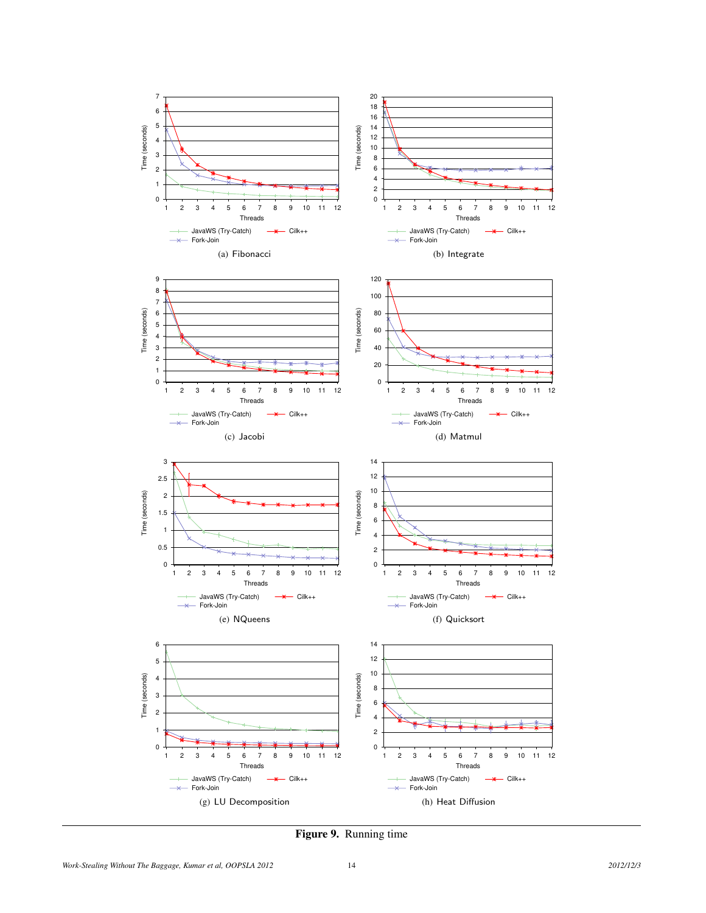(a) Fibonacci

(b) Integrate

(c) Jacobi

(d) Matmul

(e) NQueens

(f) Quicksort

(g) LU Decomposition

(h) Heat Diffusion

**Figure 9.** Running time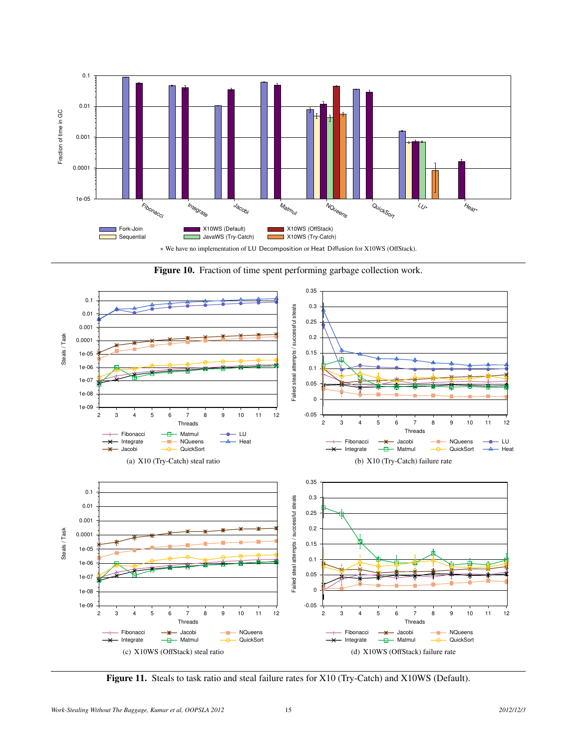∗ We have no implementation of LU Decomposition or Heat Diffusion for X10WS (OffStack).

**Figure 10.** Fraction of time spent performing garbage collection work.

(a) X10 (Try-Catch) steal ratio

(b) X10 (Try-Catch) failure rate

(c) X10WS (OffStack) steal ratio

(d) X10WS (OffStack) failure rate

**Figure 11.** Steals to task ratio and steal failure rates for X10 (Try-Catch) and X10WS (Default).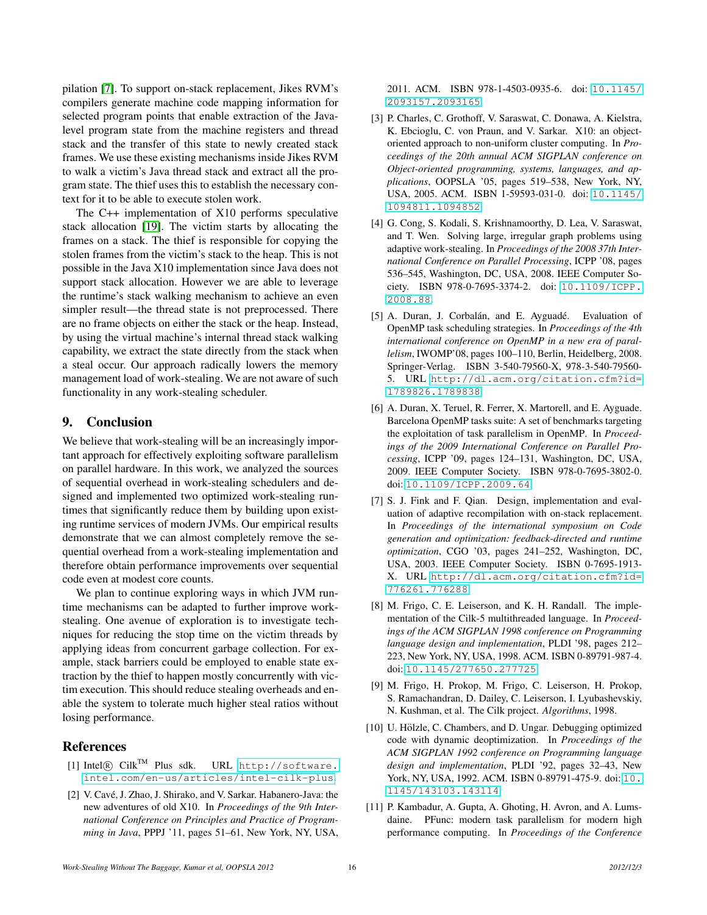pilation [7]. To support on-stack replacement, Jikes RVM's compilers generate machine code mapping information for selected program points that enable extraction of the Java-level program state from the machine registers and thread stack and the transfer of this state to newly created stack frames. We use these existing mechanisms inside Jikes RVM to walk a victim's Java thread stack and extract all the program state. The thief uses this to establish the necessary context for it to be able to execute stolen work.

The C++ implementation of X10 performs speculative stack allocation [19]. The victim starts by allocating the frames on a stack. The thief is responsible for copying the stolen frames from the victim's stack to the heap. This is not possible in the Java X10 implementation since Java does not support stack allocation. However we are able to leverage the runtime's stack walking mechanism to achieve an even simpler result—the thread state is not preprocessed. There are no frame objects on either the stack or the heap. Instead, by using the virtual machine's internal thread stack walking capability, we extract the state directly from the stack when a steal occur. Our approach radically lowers the memory management load of work-stealing. We are not aware of such functionality in any work-stealing scheduler.

## 9. Conclusion

We believe that work-stealing will be an increasingly important approach for effectively exploiting software parallelism on parallel hardware. In this work, we analyzed the sources of sequential overhead in work-stealing schedulers and designed and implemented two optimized work-stealing runtimes that significantly reduce them by building upon existing runtime services of modern JVMs. Our empirical results demonstrate that we can almost completely remove the sequential overhead from a work-stealing implementation and therefore obtain performance improvements over sequential code even at modest core counts.

We plan to continue exploring ways in which JVM runtime mechanisms can be adapted to further improve work-stealing. One avenue of exploration is to investigate techniques for reducing the stop time on the victim threads by applying ideas from concurrent garbage collection. For example, stack barriers could be employed to enable state extraction by the thief to happen mostly concurrently with victim execution. This should reduce stealing overheads and enable the system to tolerate much higher steal ratios without losing performance.

## References

[1] Intel® Cilk™ Plus sdk. URL http://software.intel.com/en-us/articles/intel-cilk-plus.

[2] V. Cavé, J. Zhao, J. Shirako, and V. Sarkar. Habanero-Java: the new adventures of old X10. In *Proceedings of the 9th International Conference on Principles and Practice of Programming in Java*, PPPJ '11, pages 51–61, New York, NY, USA, 2011. ACM. ISBN 978-1-4503-0935-6. doi: 10.1145/2093157.2093165.

[3] P. Charles, C. Grothoff, V. Saraswat, C. Donawa, A. Kielstra, K. Ebcioglu, C. von Praun, and V. Sarkar. X10: an object-oriented approach to non-uniform cluster computing. In *Proceedings of the 20th annual ACM SIGPLAN conference on Object-oriented programming, systems, languages, and applications*, OOPSLA '05, pages 519–538, New York, NY, USA, 2005. ACM. ISBN 1-59593-031-0. doi: 10.1145/1094811.1094852.

[4] G. Cong, S. Kodali, S. Krishnamoorthy, D. Lea, V. Saraswat, and T. Wen. Solving large, irregular graph problems using adaptive work-stealing. In *Proceedings of the 2008 37th International Conference on Parallel Processing*, ICPP '08, pages 536–545, Washington, DC, USA, 2008. IEEE Computer Society. ISBN 978-0-7695-3374-2. doi: 10.1109/ICPP.2008.88.

[5] A. Duran, J. Corbalán, and E. Ayguadé. Evaluation of OpenMP task scheduling strategies. In *Proceedings of the 4th international conference on OpenMP in a new era of parallelism*, IWOMP'08, pages 100–110, Berlin, Heidelberg, 2008. Springer-Verlag. ISBN 3-540-79560-X, 978-3-540-79560-5. URL http://dl.acm.org/citation.cfm?id=1789826.1789838.

[6] A. Duran, X. Teruel, R. Ferrer, X. Martorell, and E. Ayguade. Barcelona OpenMP tasks suite: A set of benchmarks targeting the exploitation of task parallelism in OpenMP. In *Proceedings of the 2009 International Conference on Parallel Processing*, ICPP '09, pages 124–131, Washington, DC, USA, 2009. IEEE Computer Society. ISBN 978-0-7695-3802-0. doi: 10.1109/ICPP.2009.64.

[7] S. J. Fink and F. Qian. Design, implementation and evaluation of adaptive recompilation with on-stack replacement. In *Proceedings of the international symposium on Code generation and optimization: feedback-directed and runtime optimization*, CGO '03, pages 241–252, Washington, DC, USA, 2003. IEEE Computer Society. ISBN 0-7695-1913-X. URL http://dl.acm.org/citation.cfm?id=776261.776288.

[8] M. Frigo, C. E. Leiserson, and K. H. Randall. The implementation of the Cilk-5 multithreaded language. In *Proceedings of the ACM SIGPLAN 1998 conference on Programming language design and implementation*, PLDI '98, pages 212–223, New York, NY, USA, 1998. ACM. ISBN 0-89791-987-4. doi: 10.1145/277650.277725.

[9] M. Frigo, H. Prokop, M. Frigo, C. Leiserson, H. Prokop, S. Ramachandran, D. Dailey, C. Leiserson, I. Lyubashevskiy, N. Kushman, et al. The Cilk project. *Algorithms*, 1998.

[10] U. Hölzle, C. Chambers, and D. Ungar. Debugging optimized code with dynamic deoptimization. In *Proceedings of the ACM SIGPLAN 1992 conference on Programming language design and implementation*, PLDI '92, pages 32–43, New York, NY, USA, 1992. ACM. ISBN 0-89791-475-9. doi: 10.1145/143103.143114.

[11] P. Kambadur, A. Gupta, A. Ghoting, H. Avron, and A. Lumsdaine. PFunc: modern task parallelism for modern high performance computing. In *Proceedings of the Conference*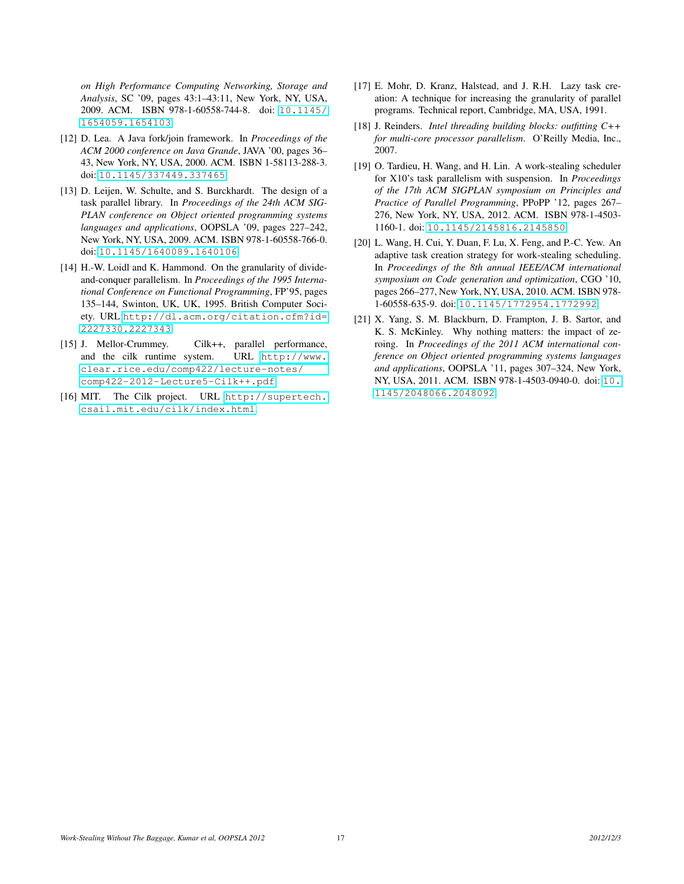*on High Performance Computing Networking, Storage and Analysis*, SC '09, pages 43:1–43:11, New York, NY, USA, 2009. ACM. ISBN 978-1-60558-744-8. doi: 10.1145/1654059.1654103.

[12] D. Lea. A Java fork/join framework. In *Proceedings of the ACM 2000 conference on Java Grande*, JAVA '00, pages 36–43, New York, NY, USA, 2000. ACM. ISBN 1-58113-288-3. doi: 10.1145/337449.337465.

[13] D. Leijen, W. Schulte, and S. Burckhardt. The design of a task parallel library. In *Proceedings of the 24th ACM SIGPLAN conference on Object oriented programming systems languages and applications*, OOPSLA '09, pages 227–242, New York, NY, USA, 2009. ACM. ISBN 978-1-60558-766-0. doi: 10.1145/1640089.1640106.

[14] H.-W. Loidl and K. Hammond. On the granularity of divide-and-conquer parallelism. In *Proceedings of the 1995 International Conference on Functional Programming*, FP'95, pages 135–144, Swinton, UK, UK, 1995. British Computer Society. URL http://dl.acm.org/citation.cfm?id=2227330.2227343.

[15] J. Mellor-Crummey. Cilk++, parallel performance, and the cilk runtime system. URL http://www.clear.rice.edu/comp422/lecture-notes/comp422-2012-Lecture5-Cilk++.pdf.

[16] MIT. The Cilk project. URL http://supertech.csail.mit.edu/cilk/index.html.

[17] E. Mohr, D. Kranz, Halstead, and J. R.H. Lazy task creation: A technique for increasing the granularity of parallel programs. Technical report, Cambridge, MA, USA, 1991.

[18] J. Reinders. *Intel threading building blocks: outfitting C++ for multi-core processor parallelism*. O'Reilly Media, Inc., 2007.

[19] O. Tardieu, H. Wang, and H. Lin. A work-stealing scheduler for X10's task parallelism with suspension. In *Proceedings of the 17th ACM SIGPLAN symposium on Principles and Practice of Parallel Programming*, PPoPP '12, pages 267–276, New York, NY, USA, 2012. ACM. ISBN 978-1-4503-1160-1. doi: 10.1145/2145816.2145850.

[20] L. Wang, H. Cui, Y. Duan, F. Lu, X. Feng, and P.-C. Yew. An adaptive task creation strategy for work-stealing scheduling. In *Proceedings of the 8th annual IEEE/ACM international symposium on Code generation and optimization*, CGO '10, pages 266–277, New York, NY, USA, 2010. ACM. ISBN 978-1-60558-635-9. doi: 10.1145/1772954.1772992.

[21] X. Yang, S. M. Blackburn, D. Frampton, J. B. Sartor, and K. S. McKinley. Why nothing matters: the impact of zeroing. In *Proceedings of the 2011 ACM international conference on Object oriented programming systems languages and applications*, OOPSLA '11, pages 307–324, New York, NY, USA, 2011. ACM. ISBN 978-1-4503-0940-0. doi: 10.1145/2048066.2048092.